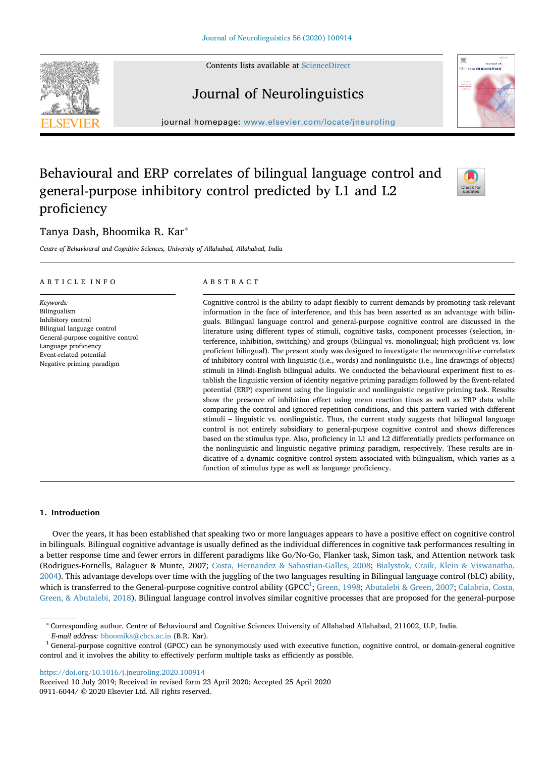# Behavioural and ERP correlates of bilingual language control and general-purpose inhibitory control predicted by L1 and L2 proficiency

Tanya Dash, Bhoomika R. Kar*

*Centre of Behavioural and Cognitive Sciences, University of Allahabad, Allahabad, India*

## ARTICLE INFO

*Keywords:*
Bilingualism
Inhibitory control
Bilingual language control
General-purpose cognitive control
Language proficiency
Event-related potential
Negative priming paradigm

## ABSTRACT

Cognitive control is the ability to adapt flexibly to current demands by promoting task-relevant information in the face of interference, and this has been asserted as an advantage with bilinguals. Bilingual language control and general-purpose cognitive control are discussed in the literature using different types of stimuli, cognitive tasks, component processes (selection, interference, inhibition, switching) and groups (bilingual vs. monolingual; high proficient vs. low proficient bilingual). The present study was designed to investigate the neurocognitive correlates of inhibitory control with linguistic (i.e., words) and nonlinguistic (i.e., line drawings of objects) stimuli in Hindi-English bilingual adults. We conducted the behavioural experiment first to establish the linguistic version of identity negative priming paradigm followed by the Event-related potential (ERP) experiment using the linguistic and nonlinguistic negative priming task. Results show the presence of inhibition effect using mean reaction times as well as ERP data while comparing the control and ignored repetition conditions, and this pattern varied with different stimuli – linguistic vs. nonlinguistic. Thus, the current study suggests that bilingual language control is not entirely subsidiary to general-purpose cognitive control and shows differences based on the stimulus type. Also, proficiency in L1 and L2 differentially predicts performance on the nonlinguistic and linguistic negative priming paradigm, respectively. These results are indicative of a dynamic cognitive control system associated with bilingualism, which varies as a function of stimulus type as well as language proficiency.

## 1. Introduction

Over the years, it has been established that speaking two or more languages appears to have a positive effect on cognitive control in bilinguals. Bilingual cognitive advantage is usually defined as the individual differences in cognitive task performances resulting in a better response time and fewer errors in different paradigms like Go/No-Go, Flanker task, Simon task, and Attention network task (Rodrigues-Fornells, Balaguer & Munte, 2007; Costa, Hernandez & Sabastian-Galles, 2008; Bialystok, Craik, Klein & Viswanatha, 2004). This advantage develops over time with the juggling of the two languages resulting in Bilingual language control (bLC) ability, which is transferred to the General-purpose cognitive control ability (GPCC[1]; Green, 1998; Abutalebi & Green, 2007; Calabria, Costa, Green, & Abutalebi, 2018). Bilingual language control involves similar cognitive processes that are proposed for the general-purpose

---

* Corresponding author. Centre of Behavioural and Cognitive Sciences University of Allahabad Allahabad, 211002, U.P, India.
*E-mail address:* bhoomika@cbcs.ac.in (B.R. Kar).

[1] General-purpose cognitive control (GPCC) can be synonymously used with executive function, cognitive control, or domain-general cognitive control and it involves the ability to effectively perform multiple tasks as efficiently as possible.

https://doi.org/10.1016/j.jneuroling.2020.100914
Received 10 July 2019; Received in revised form 23 April 2020; Accepted 25 April 2020
0911-6044/ © 2020 Elsevier Ltd. All rights reserved.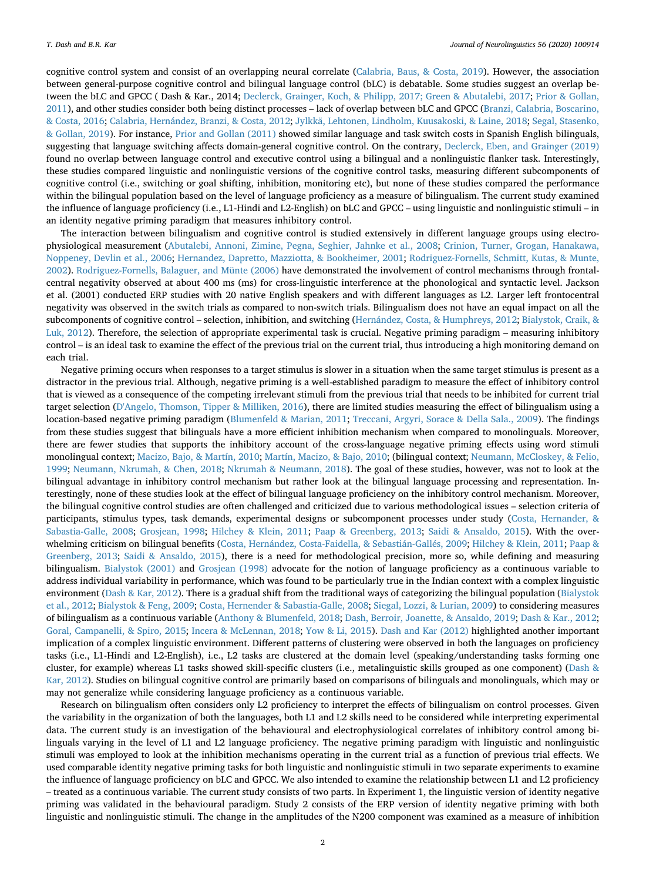cognitive control system and consist of an overlapping neural correlate (Calabria, Baus, & Costa, 2019). However, the association between general-purpose cognitive control and bilingual language control (bLC) is debatable. Some studies suggest an overlap between the bLC and GPCC ( Dash & Kar., 2014; Declerck, Grainger, Koch, & Philipp, 2017; Green & Abutalebi, 2017; Prior & Gollan, 2011), and other studies consider both being distinct processes – lack of overlap between bLC and GPCC (Branzi, Calabria, Boscarino, & Costa, 2016; Calabria, Hernández, Branzi, & Costa, 2012; Jylkkä, Lehtonen, Lindholm, Kuusakoski, & Laine, 2018; Segal, Stasenko, & Gollan, 2019). For instance, Prior and Gollan (2011) showed similar language and task switch costs in Spanish English bilinguals, suggesting that language switching affects domain-general cognitive control. On the contrary, Declerck, Eben, and Grainger (2019) found no overlap between language control and executive control using a bilingual and a nonlinguistic flanker task. Interestingly, these studies compared linguistic and nonlinguistic versions of the cognitive control tasks, measuring different subcomponents of cognitive control (i.e., switching or goal shifting, inhibition, monitoring etc), but none of these studies compared the performance within the bilingual population based on the level of language proficiency as a measure of bilingualism. The current study examined the influence of language proficiency (i.e., L1-Hindi and L2-English) on bLC and GPCC – using linguistic and nonlinguistic stimuli – in an identity negative priming paradigm that measures inhibitory control.

The interaction between bilingualism and cognitive control is studied extensively in different language groups using electrophysiological measurement (Abutalebi, Annoni, Zimine, Pegna, Seghier, Jahnke et al., 2008; Crinion, Turner, Grogan, Hanakawa, Noppeney, Devlin et al., 2006; Hernandez, Dapretto, Mazziotta, & Bookheimer, 2001; Rodriguez-Fornells, Schmitt, Kutas, & Munte, 2002). Rodriguez-Fornells, Balaguer, and Münte (2006) have demonstrated the involvement of control mechanisms through frontal-central negativity observed at about 400 ms (ms) for cross-linguistic interference at the phonological and syntactic level. Jackson et al. (2001) conducted ERP studies with 20 native English speakers and with different languages as L2. Larger left frontocentral negativity was observed in the switch trials as compared to non-switch trials. Bilingualism does not have an equal impact on all the subcomponents of cognitive control – selection, inhibition, and switching (Hernández, Costa, & Humphreys, 2012; Bialystok, Craik, & Luk, 2012). Therefore, the selection of appropriate experimental task is crucial. Negative priming paradigm – measuring inhibitory control – is an ideal task to examine the effect of the previous trial on the current trial, thus introducing a high monitoring demand on each trial.

Negative priming occurs when responses to a target stimulus is slower in a situation when the same target stimulus is present as a distractor in the previous trial. Although, negative priming is a well-established paradigm to measure the effect of inhibitory control that is viewed as a consequence of the competing irrelevant stimuli from the previous trial that needs to be inhibited for current trial target selection (D'Angelo, Thomson, Tipper & Milliken, 2016), there are limited studies measuring the effect of bilingualism using a location-based negative priming paradigm (Blumenfeld & Marian, 2011; Treccani, Argyri, Sorace & Della Sala., 2009). The findings from these studies suggest that bilinguals have a more efficient inhibition mechanism when compared to monolinguals. Moreover, there are fewer studies that supports the inhibitory account of the cross-language negative priming effects using word stimuli monolingual context; Macizo, Bajo, & Martín, 2010; Martín, Macizo, & Bajo, 2010; (bilingual context; Neumann, McCloskey, & Felio, 1999; Neumann, Nkrumah, & Chen, 2018; Nkrumah & Neumann, 2018). The goal of these studies, however, was not to look at the bilingual advantage in inhibitory control mechanism but rather look at the bilingual language processing and representation. Interestingly, none of these studies look at the effect of bilingual language proficiency on the inhibitory control mechanism. Moreover, the bilingual cognitive control studies are often challenged and criticized due to various methodological issues – selection criteria of participants, stimulus types, task demands, experimental designs or subcomponent processes under study (Costa, Hernander, & Sabastia-Galle, 2008; Grosjean, 1998; Hilchey & Klein, 2011; Paap & Greenberg, 2013; Saidi & Ansaldo, 2015). With the overwhelming criticism on bilingual benefits (Costa, Hernández, Costa-Faidella, & Sebastián-Gallés, 2009; Hilchey & Klein, 2011; Paap & Greenberg, 2013; Saidi & Ansaldo, 2015), there is a need for methodological precision, more so, while defining and measuring bilingualism. Bialystok (2001) and Grosjean (1998) advocate for the notion of language proficiency as a continuous variable to address individual variability in performance, which was found to be particularly true in the Indian context with a complex linguistic environment (Dash & Kar, 2012). There is a gradual shift from the traditional ways of categorizing the bilingual population (Bialystok et al., 2012; Bialystok & Feng, 2009; Costa, Hernender & Sabastia-Galle, 2008; Siegal, Lozzi, & Lurian, 2009) to considering measures of bilingualism as a continuous variable (Anthony & Blumenfeld, 2018; Dash, Berroir, Joanette, & Ansaldo, 2019; Dash & Kar., 2012; Goral, Campanelli, & Spiro, 2015; Incera & McLennan, 2018; Yow & Li, 2015). Dash and Kar (2012) highlighted another important implication of a complex linguistic environment. Different patterns of clustering were observed in both the languages on proficiency tasks (i.e., L1-Hindi and L2-English), i.e., L2 tasks are clustered at the domain level (speaking/understanding tasks forming one cluster, for example) whereas L1 tasks showed skill-specific clusters (i.e., metalinguistic skills grouped as one component) (Dash & Kar, 2012). Studies on bilingual cognitive control are primarily based on comparisons of bilinguals and monolinguals, which may or may not generalize while considering language proficiency as a continuous variable.

Research on bilingualism often considers only L2 proficiency to interpret the effects of bilingualism on control processes. Given the variability in the organization of both the languages, both L1 and L2 skills need to be considered while interpreting experimental data. The current study is an investigation of the behavioural and electrophysiological correlates of inhibitory control among bilinguals varying in the level of L1 and L2 language proficiency. The negative priming paradigm with linguistic and nonlinguistic stimuli was employed to look at the inhibition mechanisms operating in the current trial as a function of previous trial effects. We used comparable identity negative priming tasks for both linguistic and nonlinguistic stimuli in two separate experiments to examine the influence of language proficiency on bLC and GPCC. We also intended to examine the relationship between L1 and L2 proficiency – treated as a continuous variable. The current study consists of two parts. In Experiment 1, the linguistic version of identity negative priming was validated in the behavioural paradigm. Study 2 consists of the ERP version of identity negative priming with both linguistic and nonlinguistic stimuli. The change in the amplitudes of the N200 component was examined as a measure of inhibition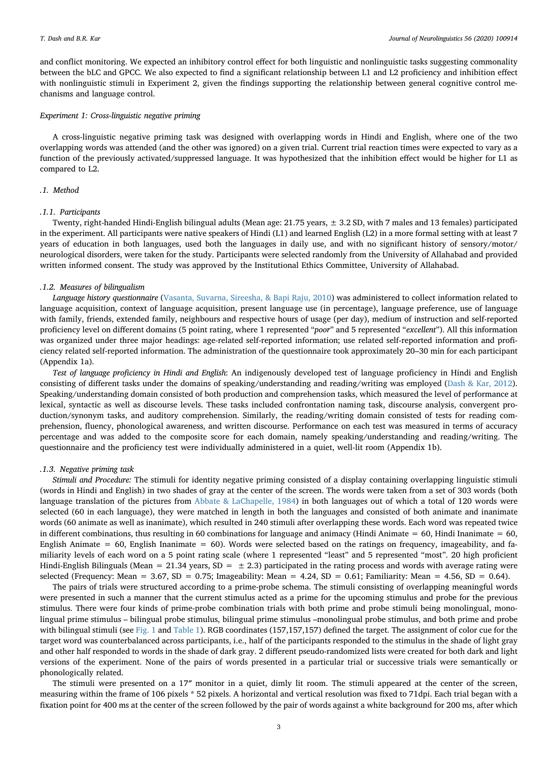and conflict monitoring. We expected an inhibitory control effect for both linguistic and nonlinguistic tasks suggesting commonality between the bLC and GPCC. We also expected to find a significant relationship between L1 and L2 proficiency and inhibition effect with nonlinguistic stimuli in Experiment 2, given the findings supporting the relationship between general cognitive control mechanisms and language control.

## *Experiment 1: Cross-linguistic negative priming*

A cross-linguistic negative priming task was designed with overlapping words in Hindi and English, where one of the two overlapping words was attended (and the other was ignored) on a given trial. Current trial reaction times were expected to vary as a function of the previously activated/suppressed language. It was hypothesized that the inhibition effect would be higher for L1 as compared to L2.

### *.1. Method*

#### *.1.1. Participants*

Twenty, right-handed Hindi-English bilingual adults (Mean age: 21.75 years, ± 3.2 SD, with 7 males and 13 females) participated in the experiment. All participants were native speakers of Hindi (L1) and learned English (L2) in a more formal setting with at least 7 years of education in both languages, used both the languages in daily use, and with no significant history of sensory/motor/neurological disorders, were taken for the study. Participants were selected randomly from the University of Allahabad and provided written informed consent. The study was approved by the Institutional Ethics Committee, University of Allahabad.

#### *.1.2. Measures of bilingualism*

*Language history questionnaire* (Vasanta, Suvarna, Sireesha, & Bapi Raju, 2010) was administered to collect information related to language acquisition, context of language acquisition, present language use (in percentage), language preference, use of language with family, friends, extended family, neighbours and respective hours of usage (per day), medium of instruction and self-reported proficiency level on different domains (5 point rating, where 1 represented "*poor*" and 5 represented "*excellent*"). All this information was organized under three major headings: age-related self-reported information; use related self-reported information and proficiency related self-reported information. The administration of the questionnaire took approximately 20–30 min for each participant (Appendix 1a).

*Test of language proficiency in Hindi and English*: An indigenously developed test of language proficiency in Hindi and English consisting of different tasks under the domains of speaking/understanding and reading/writing was employed (Dash & Kar, 2012). Speaking/understanding domain consisted of both production and comprehension tasks, which measured the level of performance at lexical, syntactic as well as discourse levels. These tasks included confrontation naming task, discourse analysis, convergent production/synonym tasks, and auditory comprehension. Similarly, the reading/writing domain consisted of tests for reading comprehension, fluency, phonological awareness, and written discourse. Performance on each test was measured in terms of accuracy percentage and was added to the composite score for each domain, namely speaking/understanding and reading/writing. The questionnaire and the proficiency test were individually administered in a quiet, well-lit room (Appendix 1b).

#### *.1.3. Negative priming task*

*Stimuli and Procedure:* The stimuli for identity negative priming consisted of a display containing overlapping linguistic stimuli (words in Hindi and English) in two shades of gray at the center of the screen. The words were taken from a set of 303 words (both language translation of the pictures from Abbate & LaChapelle, 1984) in both languages out of which a total of 120 words were selected (60 in each language), they were matched in length in both the languages and consisted of both animate and inanimate words (60 animate as well as inanimate), which resulted in 240 stimuli after overlapping these words. Each word was repeated twice in different combinations, thus resulting in 60 combinations for language and animacy (Hindi Animate = 60, Hindi Inanimate = 60, English Animate = 60, English Inanimate = 60). Words were selected based on the ratings on frequency, imageability, and familiarity levels of each word on a 5 point rating scale (where 1 represented "least" and 5 represented "most". 20 high proficient Hindi-English Bilinguals (Mean = 21.34 years, SD = ± 2.3) participated in the rating process and words with average rating were selected (Frequency: Mean = 3.67, SD = 0.75; Imageability: Mean = 4.24, SD = 0.61; Familiarity: Mean = 4.56, SD = 0.64).

The pairs of trials were structured according to a prime-probe schema. The stimuli consisting of overlapping meaningful words were presented in such a manner that the current stimulus acted as a prime for the upcoming stimulus and probe for the previous stimulus. There were four kinds of prime-probe combination trials with both prime and probe stimuli being monolingual, monolingual prime stimulus – bilingual probe stimulus, bilingual prime stimulus –monolingual probe stimulus, and both prime and probe with bilingual stimuli (see Fig. 1 and Table 1). RGB coordinates (157,157,157) defined the target. The assignment of color cue for the target word was counterbalanced across participants, i.e., half of the participants responded to the stimulus in the shade of light gray and other half responded to words in the shade of dark gray. 2 different pseudo-randomized lists were created for both dark and light versions of the experiment. None of the pairs of words presented in a particular trial or successive trials were semantically or phonologically related.

The stimuli were presented on a 17″ monitor in a quiet, dimly lit room. The stimuli appeared at the center of the screen, measuring within the frame of 106 pixels * 52 pixels. A horizontal and vertical resolution was fixed to 71dpi. Each trial began with a fixation point for 400 ms at the center of the screen followed by the pair of words against a white background for 200 ms, after which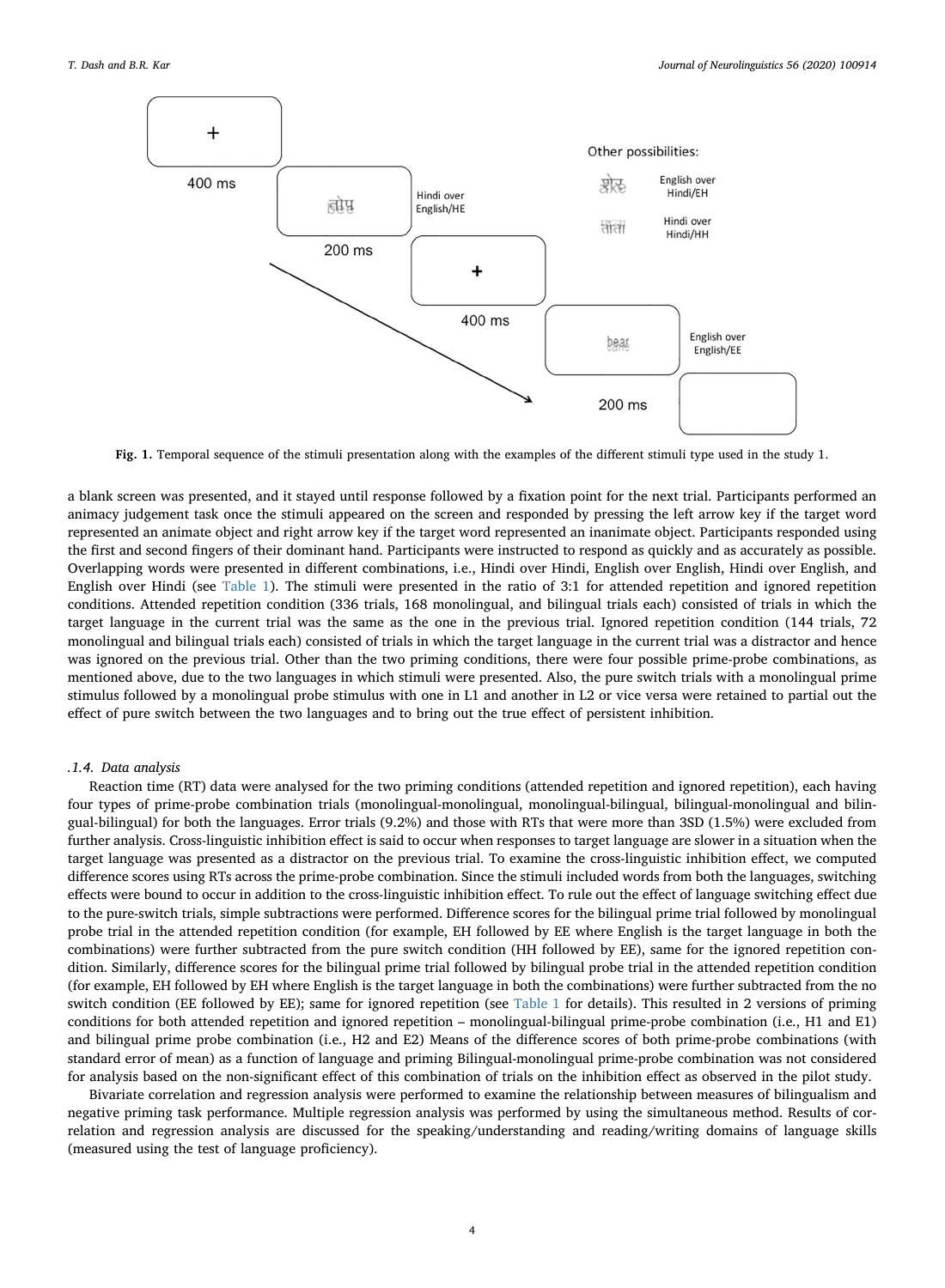**Fig. 1.** Temporal sequence of the stimuli presentation along with the examples of the different stimuli type used in the study 1.

a blank screen was presented, and it stayed until response followed by a fixation point for the next trial. Participants performed an animacy judgement task once the stimuli appeared on the screen and responded by pressing the left arrow key if the target word represented an animate object and right arrow key if the target word represented an inanimate object. Participants responded using the first and second fingers of their dominant hand. Participants were instructed to respond as quickly and as accurately as possible. Overlapping words were presented in different combinations, i.e., Hindi over Hindi, English over English, Hindi over English, and English over Hindi (see Table 1). The stimuli were presented in the ratio of 3:1 for attended repetition and ignored repetition conditions. Attended repetition condition (336 trials, 168 monolingual, and bilingual trials each) consisted of trials in which the target language in the current trial was the same as the one in the previous trial. Ignored repetition condition (144 trials, 72 monolingual and bilingual trials each) consisted of trials in which the target language in the current trial was a distractor and hence was ignored on the previous trial. Other than the two priming conditions, there were four possible prime-probe combinations, as mentioned above, due to the two languages in which stimuli were presented. Also, the pure switch trials with a monolingual prime stimulus followed by a monolingual probe stimulus with one in L1 and another in L2 or vice versa were retained to partial out the effect of pure switch between the two languages and to bring out the true effect of persistent inhibition.

### .1.4. Data analysis

Reaction time (RT) data were analysed for the two priming conditions (attended repetition and ignored repetition), each having four types of prime-probe combination trials (monolingual-monolingual, monolingual-bilingual, bilingual-monolingual and bilingual-bilingual) for both the languages. Error trials (9.2%) and those with RTs that were more than 3SD (1.5%) were excluded from further analysis. Cross-linguistic inhibition effect is said to occur when responses to target language are slower in a situation when the target language was presented as a distractor on the previous trial. To examine the cross-linguistic inhibition effect, we computed difference scores using RTs across the prime-probe combination. Since the stimuli included words from both the languages, switching effects were bound to occur in addition to the cross-linguistic inhibition effect. To rule out the effect of language switching effect due to the pure-switch trials, simple subtractions were performed. Difference scores for the bilingual prime trial followed by monolingual probe trial in the attended repetition condition (for example, EH followed by EE where English is the target language in both the combinations) were further subtracted from the pure switch condition (HH followed by EE), same for the ignored repetition condition. Similarly, difference scores for the bilingual prime trial followed by bilingual probe trial in the attended repetition condition (for example, EH followed by EH where English is the target language in both the combinations) were further subtracted from the no switch condition (EE followed by EE); same for ignored repetition (see Table 1 for details). This resulted in 2 versions of priming conditions for both attended repetition and ignored repetition – monolingual-bilingual prime-probe combination (i.e., H1 and E1) and bilingual prime probe combination (i.e., H2 and E2) Means of the difference scores of both prime-probe combinations (with standard error of mean) as a function of language and priming Bilingual-monolingual prime-probe combination was not considered for analysis based on the non-significant effect of this combination of trials on the inhibition effect as observed in the pilot study.

Bivariate correlation and regression analysis were performed to examine the relationship between measures of bilingualism and negative priming task performance. Multiple regression analysis was performed by using the simultaneous method. Results of correlation and regression analysis are discussed for the speaking/understanding and reading/writing domains of language skills (measured using the test of language proficiency).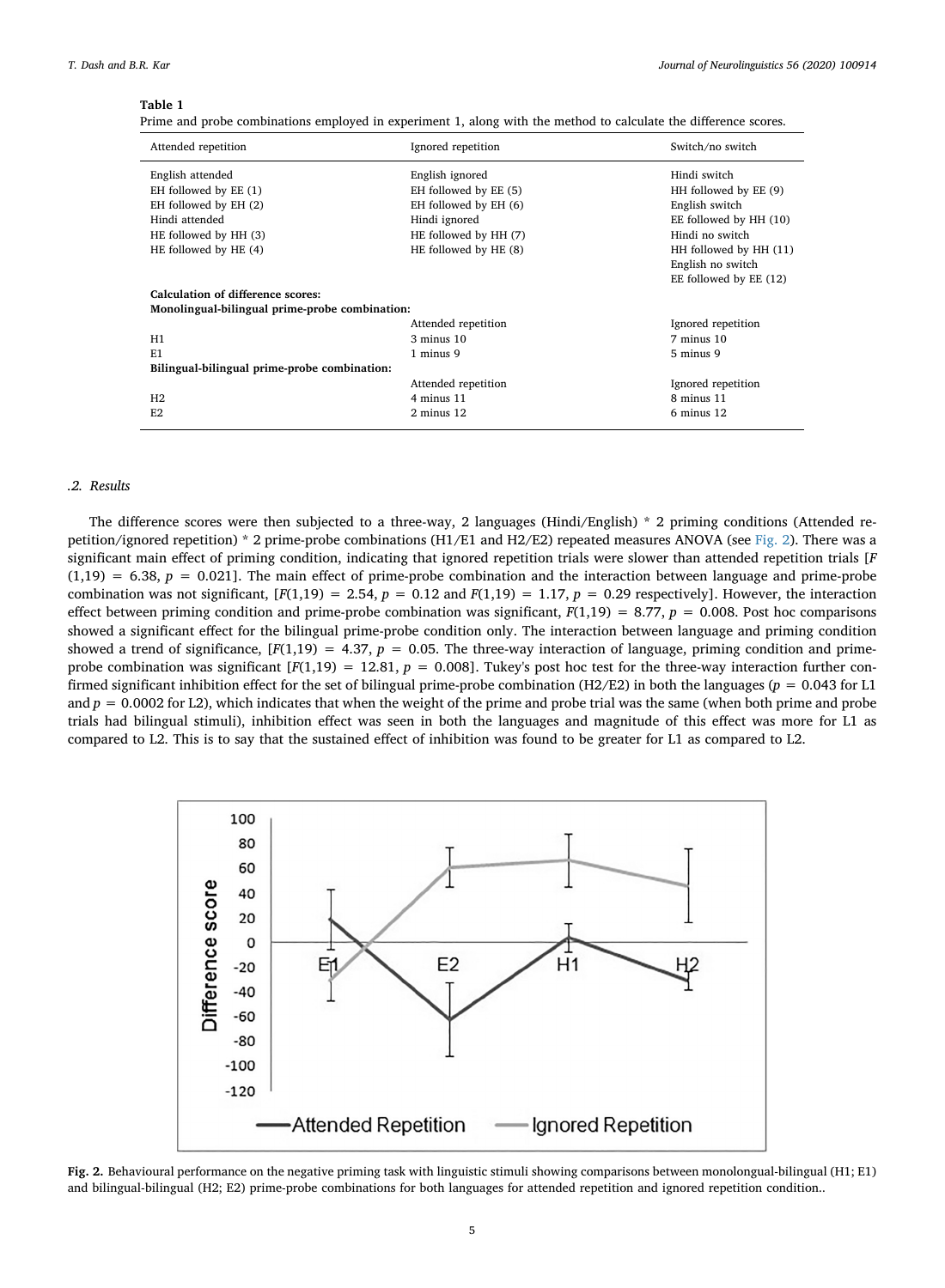**Table 1**

Prime and probe combinations employed in experiment 1, along with the method to calculate the difference scores.

| Attended repetition | Ignored repetition | Switch/no switch |
|---|---|---|
| English attended | English ignored | Hindi switch |
| EH followed by EE (1) | EH followed by EE (5) | HH followed by EE (9) |
| EH followed by EH (2) | EH followed by EH (6) | English switch |
| Hindi attended | Hindi ignored | EE followed by HH (10) |
| HE followed by HH (3) | HE followed by HH (7) | Hindi no switch |
| HE followed by HE (4) | HE followed by HE (8) | HH followed by HH (11) |
| | | English no switch |
| | | EE followed by EE (12) |
| **Calculation of difference scores:** | | |
| **Monolingual-bilingual prime-probe combination:** | | |
| | Attended repetition | Ignored repetition |
| H1 | 3 minus 10 | 7 minus 10 |
| E1 | 1 minus 9 | 5 minus 9 |
| **Bilingual-bilingual prime-probe combination:** | | |
| | Attended repetition | Ignored repetition |
| H2 | 4 minus 11 | 8 minus 11 |
| E2 | 2 minus 12 | 6 minus 12 |

### .2. Results

The difference scores were then subjected to a three-way, 2 languages (Hindi/English) * 2 priming conditions (Attended repetition/ignored repetition) * 2 prime-probe combinations (H1/E1 and H2/E2) repeated measures ANOVA (see Fig. 2). There was a significant main effect of priming condition, indicating that ignored repetition trials were slower than attended repetition trials [$F(1,19) = 6.38$, $p = 0.021$]. The main effect of prime-probe combination and the interaction between language and prime-probe combination was not significant, [$F(1,19) = 2.54$, $p = 0.12$ and $F(1,19) = 1.17$, $p = 0.29$ respectively]. However, the interaction effect between priming condition and prime-probe combination was significant, $F(1,19) = 8.77$, $p = 0.008$. Post hoc comparisons showed a significant effect for the bilingual prime-probe condition only. The interaction between language and priming condition showed a trend of significance, [$F(1,19) = 4.37$, $p = 0.05$. The three-way interaction of language, priming condition and prime-probe combination was significant [$F(1,19) = 12.81$, $p = 0.008$]. Tukey's post hoc test for the three-way interaction further confirmed significant inhibition effect for the set of bilingual prime-probe combination (H2/E2) in both the languages ($p = 0.043$ for L1 and $p = 0.0002$ for L2), which indicates that when the weight of the prime and probe trial was the same (when both prime and probe trials had bilingual stimuli), inhibition effect was seen in both the languages and magnitude of this effect was more for L1 as compared to L2. This is to say that the sustained effect of inhibition was found to be greater for L1 as compared to L2.

**Fig. 2.** Behavioural performance on the negative priming task with linguistic stimuli showing comparisons between monolongual-bilingual (H1; E1) and bilingual-bilingual (H2; E2) prime-probe combinations for both languages for attended repetition and ignored repetition condition..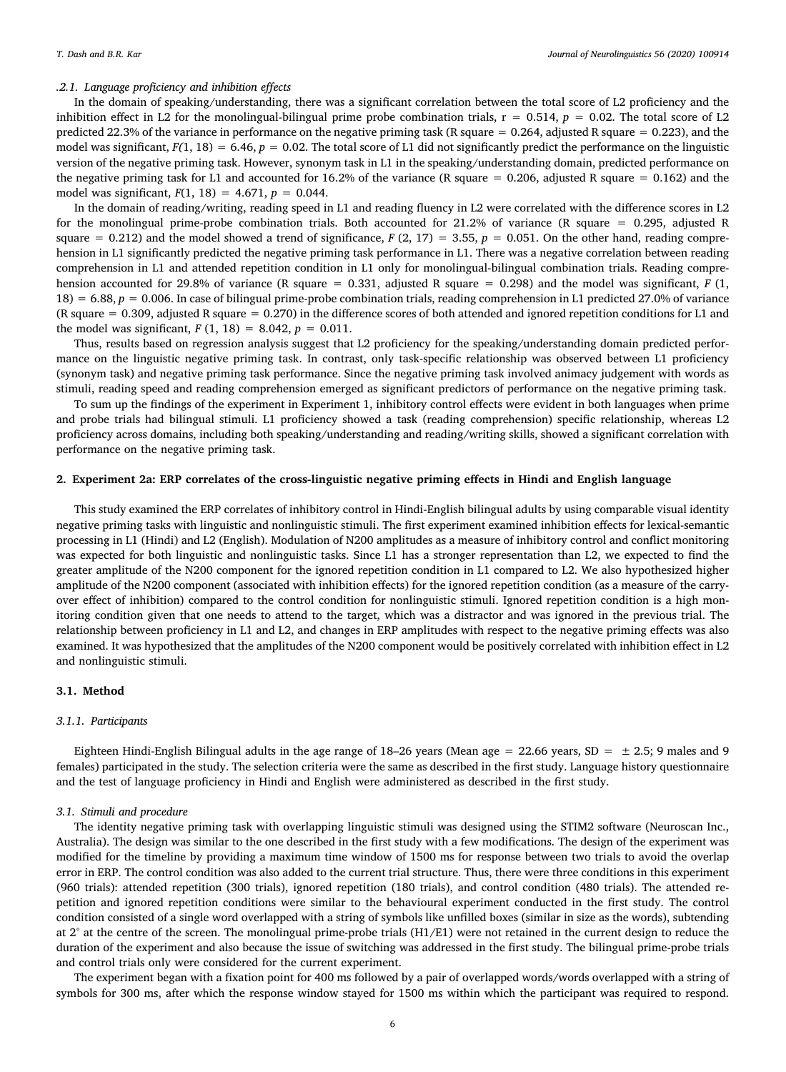### .2.1. Language proficiency and inhibition effects

In the domain of speaking/understanding, there was a significant correlation between the total score of L2 proficiency and the inhibition effect in L2 for the monolingual-bilingual prime probe combination trials, $r = 0.514$, $p = 0.02$. The total score of L2 predicted 22.3% of the variance in performance on the negative priming task (R square = 0.264, adjusted R square = 0.223), and the model was significant, $F(1, 18) = 6.46$, $p = 0.02$. The total score of L1 did not significantly predict the performance on the linguistic version of the negative priming task. However, synonym task in L1 in the speaking/understanding domain, predicted performance on the negative priming task for L1 and accounted for 16.2% of the variance (R square = 0.206, adjusted R square = 0.162) and the model was significant, $F(1, 18) = 4.671$, $p = 0.044$.

In the domain of reading/writing, reading speed in L1 and reading fluency in L2 were correlated with the difference scores in L2 for the monolingual prime-probe combination trials. Both accounted for 21.2% of variance (R square = 0.295, adjusted R square = 0.212) and the model showed a trend of significance, $F(2, 17) = 3.55$, $p = 0.051$. On the other hand, reading comprehension in L1 significantly predicted the negative priming task performance in L1. There was a negative correlation between reading comprehension in L1 and attended repetition condition in L1 only for monolingual-bilingual combination trials. Reading comprehension accounted for 29.8% of variance (R square = 0.331, adjusted R square = 0.298) and the model was significant, $F(1, 18) = 6.88$, $p = 0.006$. In case of bilingual prime-probe combination trials, reading comprehension in L1 predicted 27.0% of variance (R square = 0.309, adjusted R square = 0.270) in the difference scores of both attended and ignored repetition conditions for L1 and the model was significant, $F(1, 18) = 8.042$, $p = 0.011$.

Thus, results based on regression analysis suggest that L2 proficiency for the speaking/understanding domain predicted performance on the linguistic negative priming task. In contrast, only task-specific relationship was observed between L1 proficiency (synonym task) and negative priming task performance. Since the negative priming task involved animacy judgement with words as stimuli, reading speed and reading comprehension emerged as significant predictors of performance on the negative priming task.

To sum up the findings of the experiment in Experiment 1, inhibitory control effects were evident in both languages when prime and probe trials had bilingual stimuli. L1 proficiency showed a task (reading comprehension) specific relationship, whereas L2 proficiency across domains, including both speaking/understanding and reading/writing skills, showed a significant correlation with performance on the negative priming task.

## 2. Experiment 2a: ERP correlates of the cross-linguistic negative priming effects in Hindi and English language

This study examined the ERP correlates of inhibitory control in Hindi-English bilingual adults by using comparable visual identity negative priming tasks with linguistic and nonlinguistic stimuli. The first experiment examined inhibition effects for lexical-semantic processing in L1 (Hindi) and L2 (English). Modulation of N200 amplitudes as a measure of inhibitory control and conflict monitoring was expected for both linguistic and nonlinguistic tasks. Since L1 has a stronger representation than L2, we expected to find the greater amplitude of the N200 component for the ignored repetition condition in L1 compared to L2. We also hypothesized higher amplitude of the N200 component (associated with inhibition effects) for the ignored repetition condition (as a measure of the carry-over effect of inhibition) compared to the control condition for nonlinguistic stimuli. Ignored repetition condition is a high monitoring condition given that one needs to attend to the target, which was a distractor and was ignored in the previous trial. The relationship between proficiency in L1 and L2, and changes in ERP amplitudes with respect to the negative priming effects was also examined. It was hypothesized that the amplitudes of the N200 component would be positively correlated with inhibition effect in L2 and nonlinguistic stimuli.

### 3.1. Method

#### 3.1.1. Participants

Eighteen Hindi-English Bilingual adults in the age range of 18–26 years (Mean age = 22.66 years, SD = ± 2.5; 9 males and 9 females) participated in the study. The selection criteria were the same as described in the first study. Language history questionnaire and the test of language proficiency in Hindi and English were administered as described in the first study.

#### 3.1. Stimuli and procedure

The identity negative priming task with overlapping linguistic stimuli was designed using the STIM2 software (Neuroscan Inc., Australia). The design was similar to the one described in the first study with a few modifications. The design of the experiment was modified for the timeline by providing a maximum time window of 1500 ms for response between two trials to avoid the overlap error in ERP. The control condition was also added to the current trial structure. Thus, there were three conditions in this experiment (960 trials): attended repetition (300 trials), ignored repetition (180 trials), and control condition (480 trials). The attended repetition and ignored repetition conditions were similar to the behavioural experiment conducted in the first study. The control condition consisted of a single word overlapped with a string of symbols like unfilled boxes (similar in size as the words), subtending at 2° at the centre of the screen. The monolingual prime-probe trials (H1/E1) were not retained in the current design to reduce the duration of the experiment and also because the issue of switching was addressed in the first study. The bilingual prime-probe trials and control trials only were considered for the current experiment.

The experiment began with a fixation point for 400 ms followed by a pair of overlapped words/words overlapped with a string of symbols for 300 ms, after which the response window stayed for 1500 ms within which the participant was required to respond.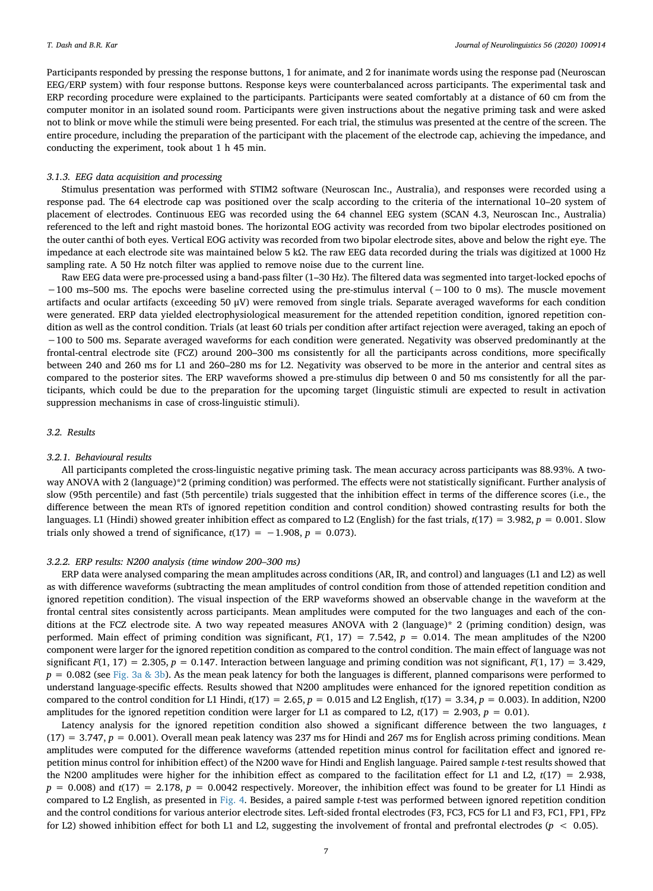Participants responded by pressing the response buttons, 1 for animate, and 2 for inanimate words using the response pad (Neuroscan EEG/ERP system) with four response buttons. Response keys were counterbalanced across participants. The experimental task and ERP recording procedure were explained to the participants. Participants were seated comfortably at a distance of 60 cm from the computer monitor in an isolated sound room. Participants were given instructions about the negative priming task and were asked not to blink or move while the stimuli were being presented. For each trial, the stimulus was presented at the centre of the screen. The entire procedure, including the preparation of the participant with the placement of the electrode cap, achieving the impedance, and conducting the experiment, took about 1 h 45 min.

#### *3.1.3. EEG data acquisition and processing*

Stimulus presentation was performed with STIM2 software (Neuroscan Inc., Australia), and responses were recorded using a response pad. The 64 electrode cap was positioned over the scalp according to the criteria of the international 10–20 system of placement of electrodes. Continuous EEG was recorded using the 64 channel EEG system (SCAN 4.3, Neuroscan Inc., Australia) referenced to the left and right mastoid bones. The horizontal EOG activity was recorded from two bipolar electrodes positioned on the outer canthi of both eyes. Vertical EOG activity was recorded from two bipolar electrode sites, above and below the right eye. The impedance at each electrode site was maintained below 5 kΩ. The raw EEG data recorded during the trials was digitized at 1000 Hz sampling rate. A 50 Hz notch filter was applied to remove noise due to the current line.

Raw EEG data were pre-processed using a band-pass filter (1–30 Hz). The filtered data was segmented into target-locked epochs of −100 ms–500 ms. The epochs were baseline corrected using the pre-stimulus interval (−100 to 0 ms). The muscle movement artifacts and ocular artifacts (exceeding 50 μV) were removed from single trials. Separate averaged waveforms for each condition were generated. ERP data yielded electrophysiological measurement for the attended repetition condition, ignored repetition condition as well as the control condition. Trials (at least 60 trials per condition after artifact rejection were averaged, taking an epoch of −100 to 500 ms. Separate averaged waveforms for each condition were generated. Negativity was observed predominantly at the frontal-central electrode site (FCZ) around 200–300 ms consistently for all the participants across conditions, more specifically between 240 and 260 ms for L1 and 260–280 ms for L2. Negativity was observed to be more in the anterior and central sites as compared to the posterior sites. The ERP waveforms showed a pre-stimulus dip between 0 and 50 ms consistently for all the participants, which could be due to the preparation for the upcoming target (linguistic stimuli are expected to result in activation suppression mechanisms in case of cross-linguistic stimuli).

### *3.2. Results*

#### *3.2.1. Behavioural results*

All participants completed the cross-linguistic negative priming task. The mean accuracy across participants was 88.93%. A two-way ANOVA with 2 (language)*2 (priming condition) was performed. The effects were not statistically significant. Further analysis of slow (95th percentile) and fast (5th percentile) trials suggested that the inhibition effect in terms of the difference scores (i.e., the difference between the mean RTs of ignored repetition condition and control condition) showed contrasting results for both the languages. L1 (Hindi) showed greater inhibition effect as compared to L2 (English) for the fast trials, $t(17) = 3.982$, $p = 0.001$. Slow trials only showed a trend of significance, $t(17) = -1.908$, $p = 0.073$).

#### *3.2.2. ERP results: N200 analysis (time window 200–300 ms)*

ERP data were analysed comparing the mean amplitudes across conditions (AR, IR, and control) and languages (L1 and L2) as well as with difference waveforms (subtracting the mean amplitudes of control condition from those of attended repetition condition and ignored repetition condition). The visual inspection of the ERP waveforms showed an observable change in the waveform at the frontal central sites consistently across participants. Mean amplitudes were computed for the two languages and each of the conditions at the FCZ electrode site. A two way repeated measures ANOVA with 2 (language)* 2 (priming condition) design, was performed. Main effect of priming condition was significant, $F(1, 17) = 7.542$, $p = 0.014$. The mean amplitudes of the N200 component were larger for the ignored repetition condition as compared to the control condition. The main effect of language was not significant $F(1, 17) = 2.305$, $p = 0.147$. Interaction between language and priming condition was not significant, $F(1, 17) = 3.429$, $p = 0.082$ (see Fig. 3a & 3b). As the mean peak latency for both the languages is different, planned comparisons were performed to understand language-specific effects. Results showed that N200 amplitudes were enhanced for the ignored repetition condition as compared to the control condition for L1 Hindi, $t(17) = 2.65$, $p = 0.015$ and L2 English, $t(17) = 3.34$, $p = 0.003$). In addition, N200 amplitudes for the ignored repetition condition were larger for L1 as compared to L2, $t(17) = 2.903$, $p = 0.01$).

Latency analysis for the ignored repetition condition also showed a significant difference between the two languages, $t(17) = 3.747$, $p = 0.001$). Overall mean peak latency was 237 ms for Hindi and 267 ms for English across priming conditions. Mean amplitudes were computed for the difference waveforms (attended repetition minus control for facilitation effect and ignored repetition minus control for inhibition effect) of the N200 wave for Hindi and English language. Paired sample *t*-test results showed that the N200 amplitudes were higher for the inhibition effect as compared to the facilitation effect for L1 and L2, $t(17) = 2.938$, $p = 0.008$) and $t(17) = 2.178$, $p = 0.0042$ respectively. Moreover, the inhibition effect was found to be greater for L1 Hindi as compared to L2 English, as presented in Fig. 4. Besides, a paired sample *t*-test was performed between ignored repetition condition and the control conditions for various anterior electrode sites. Left-sided frontal electrodes (F3, FC3, FC5 for L1 and F3, FC1, FP1, FPz for L2) showed inhibition effect for both L1 and L2, suggesting the involvement of frontal and prefrontal electrodes ($p < 0.05$).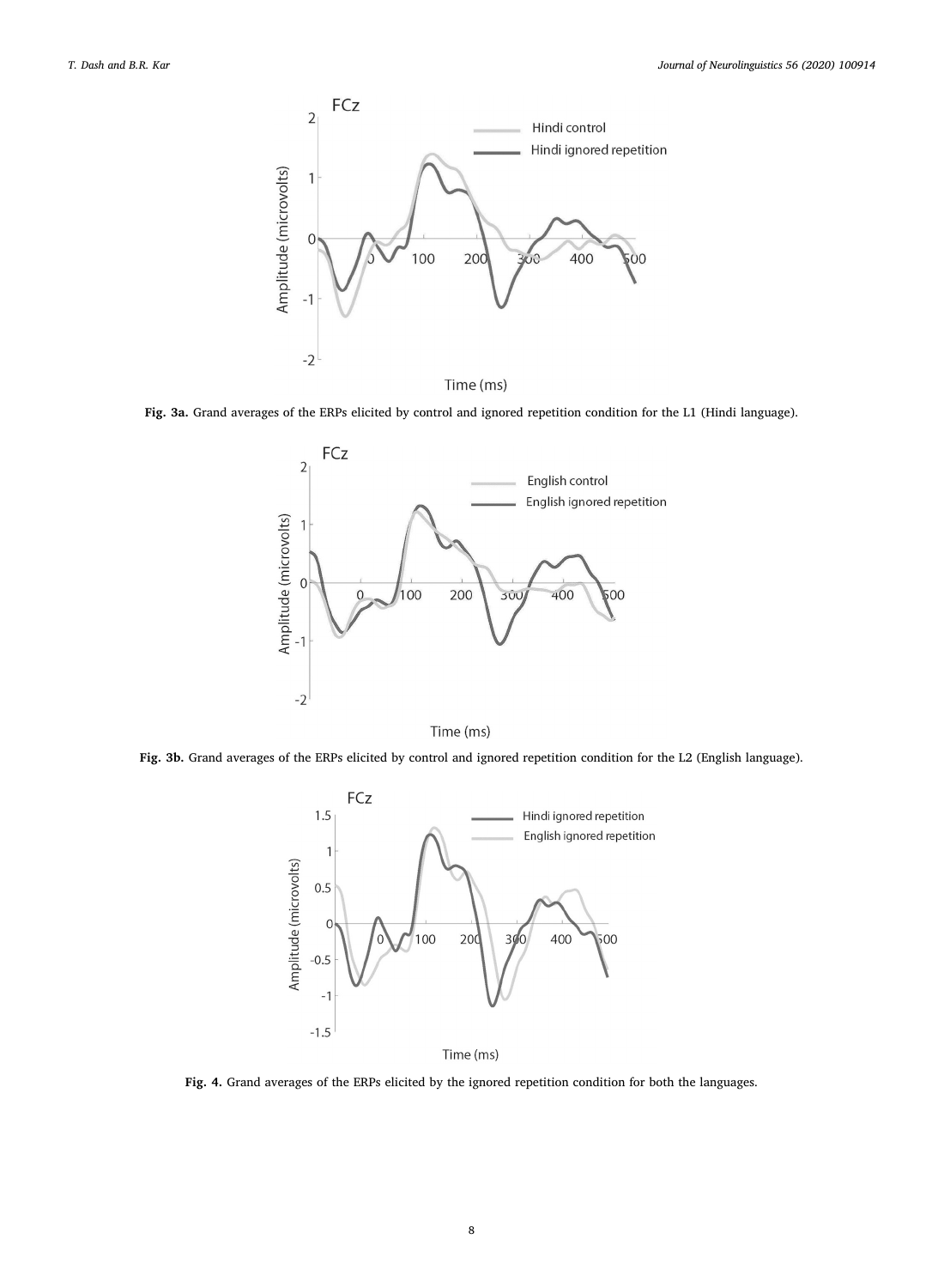Fig. 3a. Grand averages of the ERPs elicited by control and ignored repetition condition for the L1 (Hindi language).

Fig. 3b. Grand averages of the ERPs elicited by control and ignored repetition condition for the L2 (English language).

Fig. 4. Grand averages of the ERPs elicited by the ignored repetition condition for both the languages.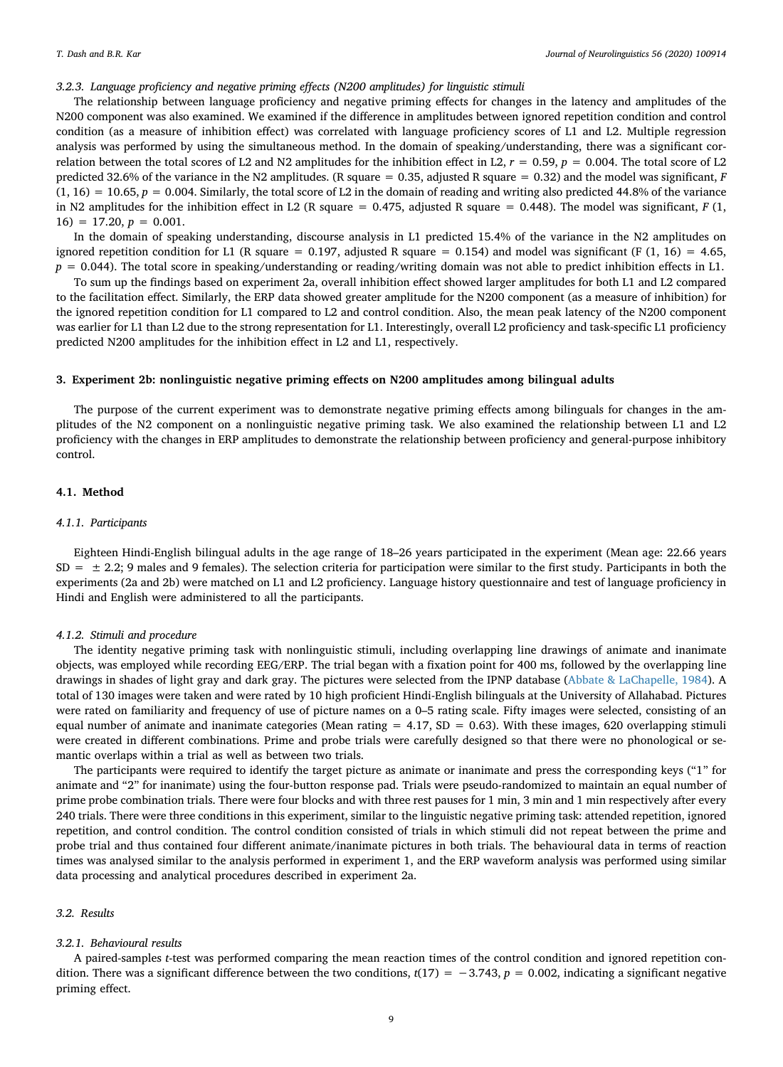### 3.2.3. Language proficiency and negative priming effects (N200 amplitudes) for linguistic stimuli

The relationship between language proficiency and negative priming effects for changes in the latency and amplitudes of the N200 component was also examined. We examined if the difference in amplitudes between ignored repetition condition and control condition (as a measure of inhibition effect) was correlated with language proficiency scores of L1 and L2. Multiple regression analysis was performed by using the simultaneous method. In the domain of speaking/understanding, there was a significant correlation between the total scores of L2 and N2 amplitudes for the inhibition effect in L2, $r = 0.59$, $p = 0.004$. The total score of L2 predicted 32.6% of the variance in the N2 amplitudes. (R square = 0.35, adjusted R square = 0.32) and the model was significant, $F(1, 16) = 10.65$, $p = 0.004$. Similarly, the total score of L2 in the domain of reading and writing also predicted 44.8% of the variance in N2 amplitudes for the inhibition effect in L2 (R square = 0.475, adjusted R square = 0.448). The model was significant, $F(1, 16) = 17.20$, $p = 0.001$.

In the domain of speaking understanding, discourse analysis in L1 predicted 15.4% of the variance in the N2 amplitudes on ignored repetition condition for L1 (R square = 0.197, adjusted R square = 0.154) and model was significant ($F(1, 16) = 4.65$, $p = 0.044$). The total score in speaking/understanding or reading/writing domain was not able to predict inhibition effects in L1.

To sum up the findings based on experiment 2a, overall inhibition effect showed larger amplitudes for both L1 and L2 compared to the facilitation effect. Similarly, the ERP data showed greater amplitude for the N200 component (as a measure of inhibition) for the ignored repetition condition for L1 compared to L2 and control condition. Also, the mean peak latency of the N200 component was earlier for L1 than L2 due to the strong representation for L1. Interestingly, overall L2 proficiency and task-specific L1 proficiency predicted N200 amplitudes for the inhibition effect in L2 and L1, respectively.

## 3. Experiment 2b: nonlinguistic negative priming effects on N200 amplitudes among bilingual adults

The purpose of the current experiment was to demonstrate negative priming effects among bilinguals for changes in the amplitudes of the N2 component on a nonlinguistic negative priming task. We also examined the relationship between L1 and L2 proficiency with the changes in ERP amplitudes to demonstrate the relationship between proficiency and general-purpose inhibitory control.

### 4.1. Method

#### 4.1.1. Participants

Eighteen Hindi-English bilingual adults in the age range of 18–26 years participated in the experiment (Mean age: 22.66 years SD = ± 2.2; 9 males and 9 females). The selection criteria for participation were similar to the first study. Participants in both the experiments (2a and 2b) were matched on L1 and L2 proficiency. Language history questionnaire and test of language proficiency in Hindi and English were administered to all the participants.

#### 4.1.2. Stimuli and procedure

The identity negative priming task with nonlinguistic stimuli, including overlapping line drawings of animate and inanimate objects, was employed while recording EEG/ERP. The trial began with a fixation point for 400 ms, followed by the overlapping line drawings in shades of light gray and dark gray. The pictures were selected from the IPNP database (Abbate & LaChapelle, 1984). A total of 130 images were taken and were rated by 10 high proficient Hindi-English bilinguals at the University of Allahabad. Pictures were rated on familiarity and frequency of use of picture names on a 0–5 rating scale. Fifty images were selected, consisting of an equal number of animate and inanimate categories (Mean rating = 4.17, SD = 0.63). With these images, 620 overlapping stimuli were created in different combinations. Prime and probe trials were carefully designed so that there were no phonological or semantic overlaps within a trial as well as between two trials.

The participants were required to identify the target picture as animate or inanimate and press the corresponding keys ("1" for animate and "2" for inanimate) using the four-button response pad. Trials were pseudo-randomized to maintain an equal number of prime probe combination trials. There were four blocks and with three rest pauses for 1 min, 3 min and 1 min respectively after every 240 trials. There were three conditions in this experiment, similar to the linguistic negative priming task: attended repetition, ignored repetition, and control condition. The control condition consisted of trials in which stimuli did not repeat between the prime and probe trial and thus contained four different animate/inanimate pictures in both trials. The behavioural data in terms of reaction times was analysed similar to the analysis performed in experiment 1, and the ERP waveform analysis was performed using similar data processing and analytical procedures described in experiment 2a.

### 3.2. Results

#### 3.2.1. Behavioural results

A paired-samples *t*-test was performed comparing the mean reaction times of the control condition and ignored repetition condition. There was a significant difference between the two conditions, $t(17) = -3.743$, $p = 0.002$, indicating a significant negative priming effect.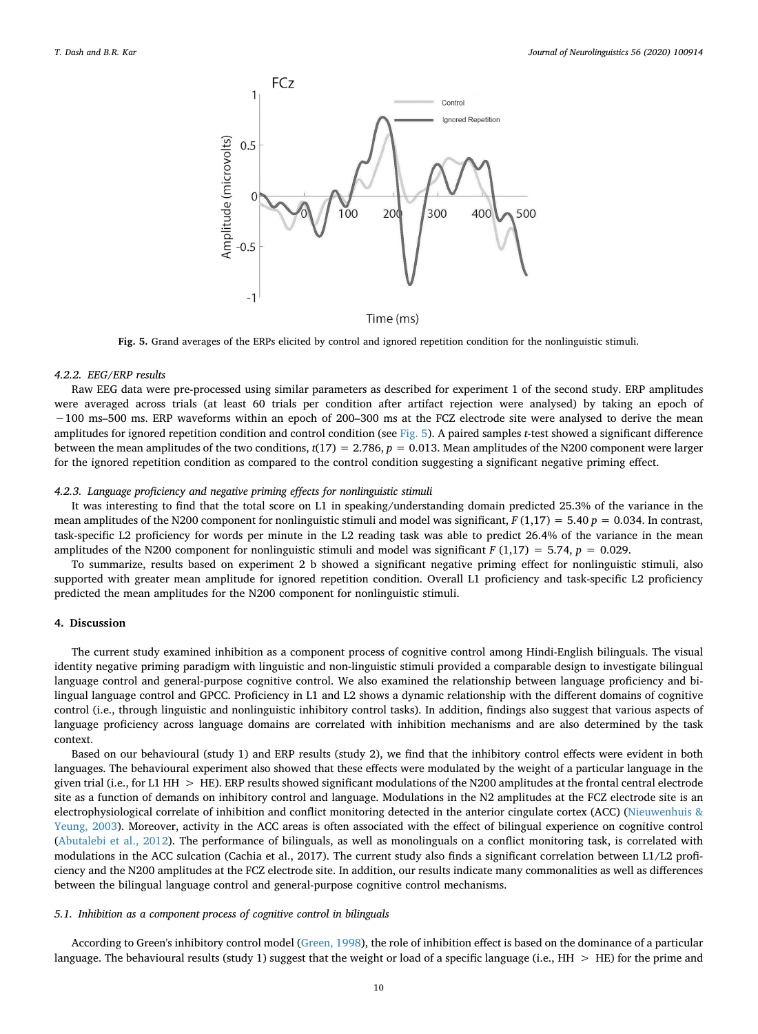Fig. 5. Grand averages of the ERPs elicited by control and ignored repetition condition for the nonlinguistic stimuli.

#### 4.2.2. EEG/ERP results

Raw EEG data were pre-processed using similar parameters as described for experiment 1 of the second study. ERP amplitudes were averaged across trials (at least 60 trials per condition after artifact rejection were analysed) by taking an epoch of −100 ms–500 ms. ERP waveforms within an epoch of 200–300 ms at the FCZ electrode site were analysed to derive the mean amplitudes for ignored repetition condition and control condition (see Fig. 5). A paired samples *t*-test showed a significant difference between the mean amplitudes of the two conditions, $t(17) = 2.786$, $p = 0.013$. Mean amplitudes of the N200 component were larger for the ignored repetition condition as compared to the control condition suggesting a significant negative priming effect.

#### 4.2.3. Language proficiency and negative priming effects for nonlinguistic stimuli

It was interesting to find that the total score on L1 in speaking/understanding domain predicted 25.3% of the variance in the mean amplitudes of the N200 component for nonlinguistic stimuli and model was significant, $F(1,17) = 5.40$ $p = 0.034$. In contrast, task-specific L2 proficiency for words per minute in the L2 reading task was able to predict 26.4% of the variance in the mean amplitudes of the N200 component for nonlinguistic stimuli and model was significant $F(1,17) = 5.74$, $p = 0.029$.

To summarize, results based on experiment 2 b showed a significant negative priming effect for nonlinguistic stimuli, also supported with greater mean amplitude for ignored repetition condition. Overall L1 proficiency and task-specific L2 proficiency predicted the mean amplitudes for the N200 component for nonlinguistic stimuli.

## 4. Discussion

The current study examined inhibition as a component process of cognitive control among Hindi-English bilinguals. The visual identity negative priming paradigm with linguistic and non-linguistic stimuli provided a comparable design to investigate bilingual language control and general-purpose cognitive control. We also examined the relationship between language proficiency and bilingual language control and GPCC. Proficiency in L1 and L2 shows a dynamic relationship with the different domains of cognitive control (i.e., through linguistic and nonlinguistic inhibitory control tasks). In addition, findings also suggest that various aspects of language proficiency across language domains are correlated with inhibition mechanisms and are also determined by the task context.

Based on our behavioural (study 1) and ERP results (study 2), we find that the inhibitory control effects were evident in both languages. The behavioural experiment also showed that these effects were modulated by the weight of a particular language in the given trial (i.e., for L1 HH > HE). ERP results showed significant modulations of the N200 amplitudes at the frontal central electrode site as a function of demands on inhibitory control and language. Modulations in the N2 amplitudes at the FCZ electrode site is an electrophysiological correlate of inhibition and conflict monitoring detected in the anterior cingulate cortex (ACC) (Nieuwenhuis & Yeung, 2003). Moreover, activity in the ACC areas is often associated with the effect of bilingual experience on cognitive control (Abutalebi et al., 2012). The performance of bilinguals, as well as monolinguals on a conflict monitoring task, is correlated with modulations in the ACC sulcation (Cachia et al., 2017). The current study also finds a significant correlation between L1/L2 proficiency and the N200 amplitudes at the FCZ electrode site. In addition, our results indicate many commonalities as well as differences between the bilingual language control and general-purpose cognitive control mechanisms.

### 5.1. Inhibition as a component process of cognitive control in bilinguals

According to Green's inhibitory control model (Green, 1998), the role of inhibition effect is based on the dominance of a particular language. The behavioural results (study 1) suggest that the weight or load of a specific language (i.e., HH > HE) for the prime and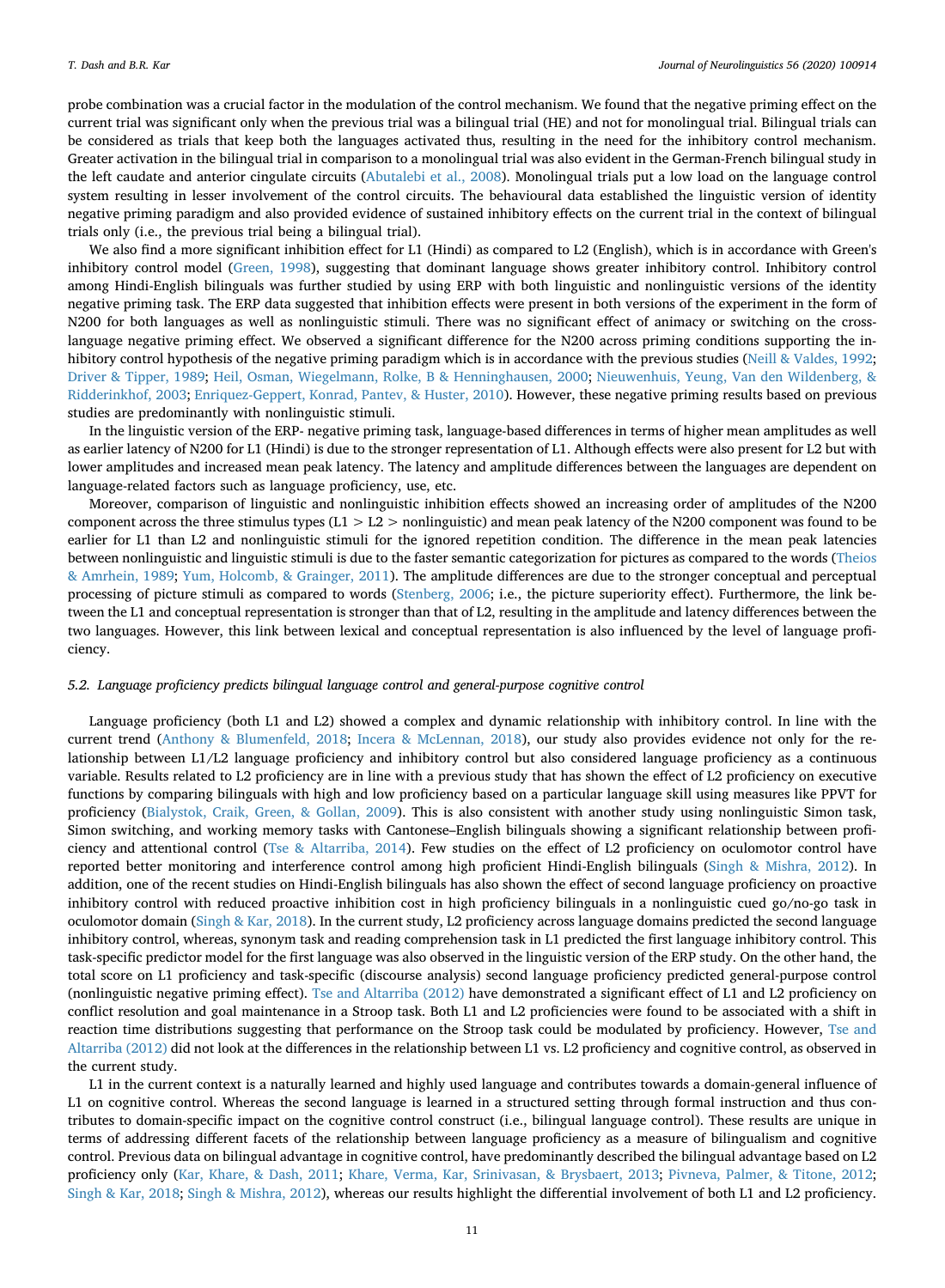probe combination was a crucial factor in the modulation of the control mechanism. We found that the negative priming effect on the current trial was significant only when the previous trial was a bilingual trial (HE) and not for monolingual trial. Bilingual trials can be considered as trials that keep both the languages activated thus, resulting in the need for the inhibitory control mechanism. Greater activation in the bilingual trial in comparison to a monolingual trial was also evident in the German-French bilingual study in the left caudate and anterior cingulate circuits (Abutalebi et al., 2008). Monolingual trials put a low load on the language control system resulting in lesser involvement of the control circuits. The behavioural data established the linguistic version of identity negative priming paradigm and also provided evidence of sustained inhibitory effects on the current trial in the context of bilingual trials only (i.e., the previous trial being a bilingual trial).

We also find a more significant inhibition effect for L1 (Hindi) as compared to L2 (English), which is in accordance with Green's inhibitory control model (Green, 1998), suggesting that dominant language shows greater inhibitory control. Inhibitory control among Hindi-English bilinguals was further studied by using ERP with both linguistic and nonlinguistic versions of the identity negative priming task. The ERP data suggested that inhibition effects were present in both versions of the experiment in the form of N200 for both languages as well as nonlinguistic stimuli. There was no significant effect of animacy or switching on the cross-language negative priming effect. We observed a significant difference for the N200 across priming conditions supporting the inhibitory control hypothesis of the negative priming paradigm which is in accordance with the previous studies (Neill & Valdes, 1992; Driver & Tipper, 1989; Heil, Osman, Wiegelmann, Rolke, B & Henninghausen, 2000; Nieuwenhuis, Yeung, Van den Wildenberg, & Ridderinkhof, 2003; Enriquez-Geppert, Konrad, Pantev, & Huster, 2010). However, these negative priming results based on previous studies are predominantly with nonlinguistic stimuli.

In the linguistic version of the ERP- negative priming task, language-based differences in terms of higher mean amplitudes as well as earlier latency of N200 for L1 (Hindi) is due to the stronger representation of L1. Although effects were also present for L2 but with lower amplitudes and increased mean peak latency. The latency and amplitude differences between the languages are dependent on language-related factors such as language proficiency, use, etc.

Moreover, comparison of linguistic and nonlinguistic inhibition effects showed an increasing order of amplitudes of the N200 component across the three stimulus types (L1 > L2 > nonlinguistic) and mean peak latency of the N200 component was found to be earlier for L1 than L2 and nonlinguistic stimuli for the ignored repetition condition. The difference in the mean peak latencies between nonlinguistic and linguistic stimuli is due to the faster semantic categorization for pictures as compared to the words (Theios & Amrhein, 1989; Yum, Holcomb, & Grainger, 2011). The amplitude differences are due to the stronger conceptual and perceptual processing of picture stimuli as compared to words (Stenberg, 2006; i.e., the picture superiority effect). Furthermore, the link between the L1 and conceptual representation is stronger than that of L2, resulting in the amplitude and latency differences between the two languages. However, this link between lexical and conceptual representation is also influenced by the level of language proficiency.

### *5.2. Language proficiency predicts bilingual language control and general-purpose cognitive control*

Language proficiency (both L1 and L2) showed a complex and dynamic relationship with inhibitory control. In line with the current trend (Anthony & Blumenfeld, 2018; Incera & McLennan, 2018), our study also provides evidence not only for the relationship between L1/L2 language proficiency and inhibitory control but also considered language proficiency as a continuous variable. Results related to L2 proficiency are in line with a previous study that has shown the effect of L2 proficiency on executive functions by comparing bilinguals with high and low proficiency based on a particular language skill using measures like PPVT for proficiency (Bialystok, Craik, Green, & Gollan, 2009). This is also consistent with another study using nonlinguistic Simon task, Simon switching, and working memory tasks with Cantonese–English bilinguals showing a significant relationship between proficiency and attentional control (Tse & Altarriba, 2014). Few studies on the effect of L2 proficiency on oculomotor control have reported better monitoring and interference control among high proficient Hindi-English bilinguals (Singh & Mishra, 2012). In addition, one of the recent studies on Hindi-English bilinguals has also shown the effect of second language proficiency on proactive inhibitory control with reduced proactive inhibition cost in high proficiency bilinguals in a nonlinguistic cued go/no-go task in oculomotor domain (Singh & Kar, 2018). In the current study, L2 proficiency across language domains predicted the second language inhibitory control, whereas, synonym task and reading comprehension task in L1 predicted the first language inhibitory control. This task-specific predictor model for the first language was also observed in the linguistic version of the ERP study. On the other hand, the total score on L1 proficiency and task-specific (discourse analysis) second language proficiency predicted general-purpose control (nonlinguistic negative priming effect). Tse and Altarriba (2012) have demonstrated a significant effect of L1 and L2 proficiency on conflict resolution and goal maintenance in a Stroop task. Both L1 and L2 proficiencies were found to be associated with a shift in reaction time distributions suggesting that performance on the Stroop task could be modulated by proficiency. However, Tse and Altarriba (2012) did not look at the differences in the relationship between L1 vs. L2 proficiency and cognitive control, as observed in the current study.

L1 in the current context is a naturally learned and highly used language and contributes towards a domain-general influence of L1 on cognitive control. Whereas the second language is learned in a structured setting through formal instruction and thus contributes to domain-specific impact on the cognitive control construct (i.e., bilingual language control). These results are unique in terms of addressing different facets of the relationship between language proficiency as a measure of bilingualism and cognitive control. Previous data on bilingual advantage in cognitive control, have predominantly described the bilingual advantage based on L2 proficiency only (Kar, Khare, & Dash, 2011; Khare, Verma, Kar, Srinivasan, & Brysbaert, 2013; Pivneva, Palmer, & Titone, 2012; Singh & Kar, 2018; Singh & Mishra, 2012), whereas our results highlight the differential involvement of both L1 and L2 proficiency.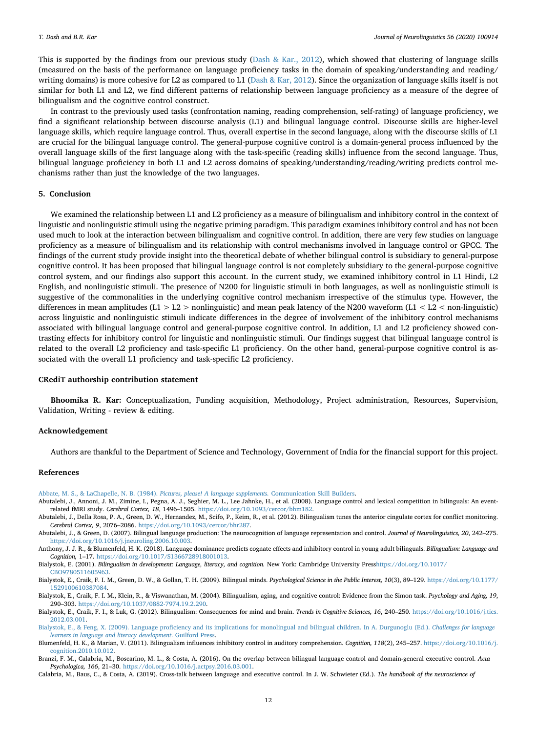This is supported by the findings from our previous study (Dash & Kar., 2012), which showed that clustering of language skills (measured on the basis of the performance on language proficiency tasks in the domain of speaking/understanding and reading/writing domains) is more cohesive for L2 as compared to L1 (Dash & Kar, 2012). Since the organization of language skills itself is not similar for both L1 and L2, we find different patterns of relationship between language proficiency as a measure of the degree of bilingualism and the cognitive control construct.

In contrast to the previously used tasks (confrontation naming, reading comprehension, self-rating) of language proficiency, we find a significant relationship between discourse analysis (L1) and bilingual language control. Discourse skills are higher-level language skills, which require language control. Thus, overall expertise in the second language, along with the discourse skills of L1 are crucial for the bilingual language control. The general-purpose cognitive control is a domain-general process influenced by the overall language skills of the first language along with the task-specific (reading skills) influence from the second language. Thus, bilingual language proficiency in both L1 and L2 across domains of speaking/understanding/reading/writing predicts control mechanisms rather than just the knowledge of the two languages.

## 5. Conclusion

We examined the relationship between L1 and L2 proficiency as a measure of bilingualism and inhibitory control in the context of linguistic and nonlinguistic stimuli using the negative priming paradigm. This paradigm examines inhibitory control and has not been used much to look at the interaction between bilingualism and cognitive control. In addition, there are very few studies on language proficiency as a measure of bilingualism and its relationship with control mechanisms involved in language control or GPCC. The findings of the current study provide insight into the theoretical debate of whether bilingual control is subsidiary to general-purpose cognitive control. It has been proposed that bilingual language control is not completely subsidiary to the general-purpose cognitive control system, and our findings also support this account. In the current study, we examined inhibitory control in L1 Hindi, L2 English, and nonlinguistic stimuli. The presence of N200 for linguistic stimuli in both languages, as well as nonlinguistic stimuli is suggestive of the commonalities in the underlying cognitive control mechanism irrespective of the stimulus type. However, the differences in mean amplitudes (L1 > L2 > nonlinguistic) and mean peak latency of the N200 waveform (L1 < L2 < non-linguistic) across linguistic and nonlinguistic stimuli indicate differences in the degree of involvement of the inhibitory control mechanisms associated with bilingual language control and general-purpose cognitive control. In addition, L1 and L2 proficiency showed contrasting effects for inhibitory control for linguistic and nonlinguistic stimuli. Our findings suggest that bilingual language control is related to the overall L2 proficiency and task-specific L1 proficiency. On the other hand, general-purpose cognitive control is associated with the overall L1 proficiency and task-specific L2 proficiency.

### CRediT authorship contribution statement

**Bhoomika R. Kar:** Conceptualization, Funding acquisition, Methodology, Project administration, Resources, Supervision, Validation, Writing - review & editing.

### Acknowledgement

Authors are thankful to the Department of Science and Technology, Government of India for the financial support for this project.

### References

Abbate, M. S., & LaChapelle, N. B. (1984). *Pictures, please! A language supplements.* Communication Skill Builders.

Abutalebi, J., Annoni, J. M., Zimine, I., Pegna, A. J., Seghier, M. L., Lee Jahnke, H., et al. (2008). Language control and lexical competition in bilinguals: An event-related fMRI study. *Cerebral Cortex, 18*, 1496–1505. https://doi.org/10.1093/cercor/bhm182.

Abutalebi, J., Della Rosa, P. A., Green, D. W., Hernandez, M., Scifo, P., Keim, R., et al. (2012). Bilingualism tunes the anterior cingulate cortex for conflict monitoring. *Cerebral Cortex, 9*, 2076–2086. https://doi.org/10.1093/cercor/bhr287.

Abutalebi, J., & Green, D. (2007). Bilingual language production: The neurocognition of language representation and control. *Journal of Neurolinguistics, 20*, 242–275. https://doi.org/10.1016/j.jneuroling.2006.10.003.

Anthony, J. J. R., & Blumenfeld, H. K. (2018). Language dominance predicts cognate effects and inhibitory control in young adult bilinguals. *Bilingualism: Language and Cognition,* 1–17. https://doi.org/10.1017/S1366728918001013.

Bialystok, E. (2001). *Bilingualism in development: Language, literacy, and cognition.* New York: Cambridge University Presshttps://doi.org/10.1017/CBO9780511605963.

Bialystok, E., Craik, F. I. M., Green, D. W., & Gollan, T. H. (2009). Bilingual minds. *Psychological Science in the Public Interest, 10*(3), 89–129. https://doi.org/10.1177/1529100610387084.

Bialystok, E., Craik, F. I. M., Klein, R., & Viswanathan, M. (2004). Bilingualism, aging, and cognitive control: Evidence from the Simon task. *Psychology and Aging, 19*, 290–303. https://doi.org/10.1037/0882-7974.19.2.290.

Bialystok, E., Craik, F. I., & Luk, G. (2012). Bilingualism: Consequences for mind and brain. *Trends in Cognitive Sciences, 16*, 240–250. https://doi.org/10.1016/j.tics.2012.03.001.

Bialystok, E., & Feng, X. (2009). Language proficiency and its implications for monolingual and bilingual children. In A. Durgunoglu (Ed.). *Challenges for language learners in language and literacy development*. Guilford Press.

Blumenfeld, H. K., & Marian, V. (2011). Bilingualism influences inhibitory control in auditory comprehension. *Cognition, 118*(2), 245–257. https://doi.org/10.1016/j.cognition.2010.10.012.

Branzi, F. M., Calabria, M., Boscarino, M. L., & Costa, A. (2016). On the overlap between bilingual language control and domain-general executive control. *Acta Psychologica, 166*, 21–30. https://doi.org/10.1016/j.actpsy.2016.03.001.

Calabria, M., Baus, C., & Costa, A. (2019). Cross-talk between language and executive control. In J. W. Schwieter (Ed.). *The handbook of the neuroscience of*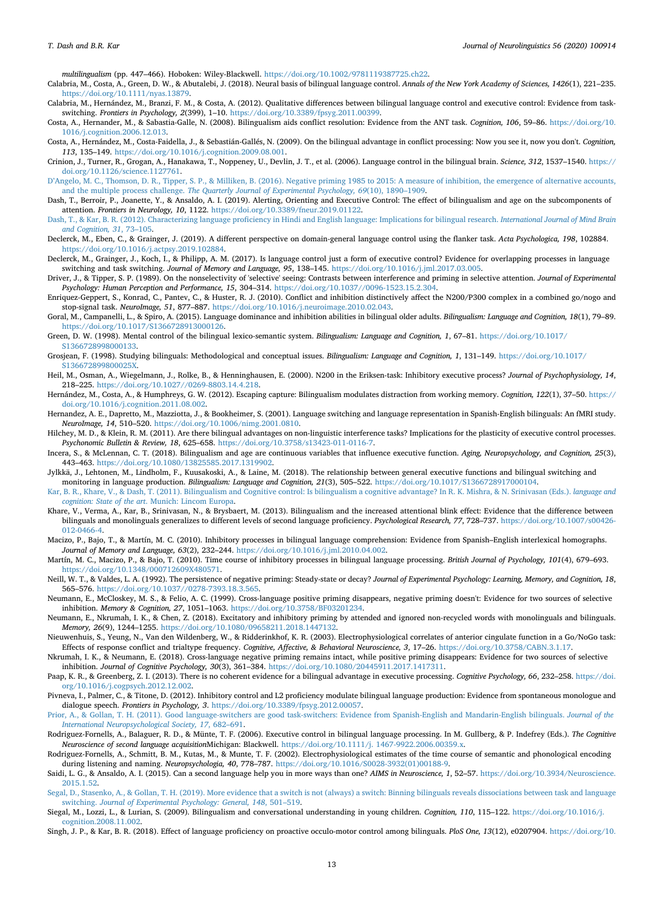*multilingualism* (pp. 447–466). Hoboken: Wiley-Blackwell. https://doi.org/10.1002/9781119387725.ch22.

Calabria, M., Costa, A., Green, D. W., & Abutalebi, J. (2018). Neural basis of bilingual language control. *Annals of the New York Academy of Sciences, 1426*(1), 221–235. https://doi.org/10.1111/nyas.13879.

Calabria, M., Hernández, M., Branzi, F. M., & Costa, A. (2012). Qualitative differences between bilingual language control and executive control: Evidence from task-switching. *Frontiers in Psychology, 2*(399), 1–10. https://doi.org/10.3389/fpsyg.2011.00399.

Costa, A., Hernandez, M., & Sebastia-Galle, N. (2008). Bilingualism aids conflict resolution: Evidence from the ANT task. *Cognition, 106*, 59–86. https://doi.org/10.1016/j.cognition.2006.12.013.

Costa, A., Hernández, M., Costa-Faidella, J., & Sebastián-Gallés, N. (2009). On the bilingual advantage in conflict processing: Now you see it, now you don't. *Cognition, 113*, 135–149. https://doi.org/10.1016/j.cognition.2009.08.001.

Crinion, J., Turner, R., Grogan, A., Hanakawa, T., Noppeney, U., Devlin, J. T., et al. (2006). Language control in the bilingual brain. *Science, 312*, 1537–1540. https://doi.org/10.1126/science.1127761.

D'Angelo, M. C., Thomson, D. R., Tipper, S. P., & Milliken, B. (2016). Negative priming 1985 to 2015: A measure of inhibition, the emergence of alternative accounts, and the multiple process challenge. *The Quarterly Journal of Experimental Psychology, 69*(10), 1890–1909.

Dash, T., Berroir, P., Joanette, Y., & Ansaldo, A. I. (2019). Alerting, Orienting and Executive Control: The effect of bilingualism and age on the subcomponents of attention. *Frontiers in Neurology, 10*, 1122. https://doi.org/10.3389/fneur.2019.01122.

Dash, T., & Kar, B. R. (2012). Characterizing language proficiency in Hindi and English language: Implications for bilingual research. *International Journal of Mind Brain and Cognition, 31*, 73–105.

Declerck, M., Eben, C., & Grainger, J. (2019). A different perspective on domain-general language control using the flanker task. *Acta Psychologica, 198*, 102884. https://doi.org/10.1016/j.actpsy.2019.102884.

Declerck, M., Grainger, J., Koch, I., & Philipp, A. M. (2017). Is language control just a form of executive control? Evidence for overlapping processes in language switching and task switching. *Journal of Memory and Language, 95*, 138–145. https://doi.org/10.1016/j.jml.2017.03.005.

Driver, J., & Tipper, S. P. (1989). On the nonselectivity of 'selective' seeing: Contrasts between interference and priming in selective attention. *Journal of Experimental Psychology: Human Perception and Performance, 15*, 304–314. https://doi.org/10.1037//0096-1523.15.2.304.

Enriquez-Geppert, S., Konrad, C., Pantev, C., & Huster, R. J. (2010). Conflict and inhibition distinctively affect the N200/P300 complex in a combined go/nogo and stop-signal task. *NeuroImage, 51*, 877–887. https://doi.org/10.1016/j.neuroimage.2010.02.043.

Goral, M., Campanelli, L., & Spiro, A. (2015). Language dominance and inhibition abilities in bilingual older adults. *Bilingualism: Language and Cognition, 18*(1), 79–89. https://doi.org/10.1017/S1366728913000126.

Green, D. W. (1998). Mental control of the bilingual lexico-semantic system. *Bilingualism: Language and Cognition, 1*, 67–81. https://doi.org/10.1017/S1366728998000133.

Grosjean, F. (1998). Studying bilinguals: Methodological and conceptual issues. *Bilingualism: Language and Cognition, 1*, 131–149. https://doi.org/10.1017/S136672899800025X.

Heil, M., Osman, A., Wiegelmann, J., Rolke, B., & Henninghausen, E. (2000). N200 in the Eriksen-task: Inhibitory executive process? *Journal of Psychophysiology, 14*, 218–225. https://doi.org/10.1027//0269-8803.14.4.218.

Hernández, M., Costa, A., & Humphreys, G. W. (2012). Escaping capture: Bilingualism modulates distraction from working memory. *Cognition, 122*(1), 37–50. https://doi.org/10.1016/j.cognition.2011.08.002.

Hernandez, A. E., Dapretto, M., Mazziotta, J., & Bookheimer, S. (2001). Language switching and language representation in Spanish-English bilinguals: An fMRI study. *NeuroImage, 14*, 510–520. https://doi.org/10.1006/nimg.2001.0810.

Hilchey, M. D., & Klein, R. M. (2011). Are there bilingual advantages on non-linguistic interference tasks? Implications for the plasticity of executive control processes. *Psychonomic Bulletin & Review, 18*, 625–658. https://doi.org/10.3758/s13423-011-0116-7.

Incera, S., & McLennan, C. T. (2018). Bilingualism and age are continuous variables that influence executive function. *Aging, Neuropsychology, and Cognition, 25*(3), 443–463. https://doi.org/10.1080/13825585.2017.1319902.

Jylkkä, J., Lehtonen, M., Lindholm, F., Kuusakoski, A., & Laine, M. (2018). The relationship between general executive functions and bilingual switching and monitoring in language production. *Bilingualism: Language and Cognition, 21*(3), 505–522. https://doi.org/10.1017/S1366728917000104.

Kar, B. R., Khare, V., & Dash, T. (2011). Bilingualism and Cognitive control: Is bilingualism a cognitive advantage? In R. K. Mishra, & N. Srinivasan (Eds.). *language and cognition: State of the art.* Munich: Lincom Europa.

Khare, V., Verma, A., Kar, B., Srinivasan, N., & Brysbaert, M. (2013). Bilingualism and the increased attentional blink effect: Evidence that the difference between bilinguals and monolinguals generalizes to different levels of second language proficiency. *Psychological Research, 77*, 728–737. https://doi.org/10.1007/s00426-012-0466-4.

Macizo, P., Bajo, T., & Martín, M. C. (2010). Inhibitory processes in bilingual language comprehension: Evidence from Spanish–English interlexical homographs. *Journal of Memory and Language, 63*(2), 232–244. https://doi.org/10.1016/j.jml.2010.04.002.

Martín, M. C., Macizo, P., & Bajo, T. (2010). Time course of inhibitory processes in bilingual language processing. *British Journal of Psychology, 101*(4), 679–693. https://doi.org/10.1348/000712609X480571.

Neill, W. T., & Valdes, L. A. (1992). The persistence of negative priming: Steady-state or decay? *Journal of Experimental Psychology: Learning, Memory, and Cognition, 18*, 565–576. https://doi.org/10.1037//0278-7393.18.3.565.

Neumann, E., McCloskey, M. S., & Felio, A. C. (1999). Cross-language positive priming disappears, negative priming doesn't: Evidence for two sources of selective inhibition. *Memory & Cognition, 27*, 1051–1063. https://doi.org/10.3758/BF03201234.

Neumann, E., Nkrumah, I. K., & Chen, Z. (2018). Excitatory and inhibitory priming by attended and ignored non-recycled words with monolinguals and bilinguals. *Memory, 26*(9), 1244–1255. https://doi.org/10.1080/09658211.2018.1447132.

Nieuwenhuis, S., Yeung, N., Van den Wildenberg, W., & Ridderinkhof, K. R. (2003). Electrophysiological correlates of anterior cingulate function in a Go/NoGo task: Effects of response conflict and trialtype frequency. *Cognitive, Affective, & Behavioral Neuroscience, 3*, 17–26. https://doi.org/10.3758/CABN.3.1.17.

Nkrumah, I. K., & Neumann, E. (2018). Cross-language negative priming remains intact, while positive priming disappears: Evidence for two sources of selective inhibition. *Journal of Cognitive Psychology, 30*(3), 361–384. https://doi.org/10.1080/20445911.2017.1417311.

Paap, K. R., & Greenberg, Z. I. (2013). There is no coherent evidence for a bilingual advantage in executive processing. *Cognitive Psychology, 66*, 232–258. https://doi.org/10.1016/j.cogpsych.2012.12.002.

Pivneva, I., Palmer, C., & Titone, D. (2012). Inhibitory control and L2 proficiency modulate bilingual language production: Evidence from spontaneous monologue and dialogue speech. *Frontiers in Psychology, 3*. https://doi.org/10.3389/fpsyg.2012.00057.

Prior, A., & Gollan, T. H. (2011). Good language-switchers are good task-switchers: Evidence from Spanish-English and Mandarin-English bilinguals. *Journal of the International Neuropsychological Society, 17*, 682–691.

Rodriguez-Fornells, A., Balaguer, R. D., & Münte, T. F. (2006). Executive control in bilingual language processing. In M. Gullberg, & P. Indefrey (Eds.). *The Cognitive Neuroscience of second language acquisition*Michigan: Blackwell. https://doi.org/10.1111/j. 1467-9922.2006.00359.x.

Rodriguez-Fornells, A., Schmitt, B. M., Kutas, M., & Munte, T. F. (2002). Electrophysiological estimates of the time course of semantic and phonological encoding during listening and naming. *Neuropsychologia, 40*, 778–787. https://doi.org/10.1016/S0028-3932(01)00188-9.

Saidi, L. G., & Ansaldo, A. I. (2015). Can a second language help you in more ways than one? *AIMS in Neuroscience, 1*, 52–57. https://doi.org/10.3934/Neuroscience.2015.1.52.

Segal, D., Stasenko, A., & Gollan, T. H. (2019). More evidence that a switch is not (always) a switch: Binning bilinguals reveals dissociations between task and language switching. *Journal of Experimental Psychology: General, 148*, 501–519.

Siegal, M., Lozzi, L., & Lurian, S. (2009). Bilingualism and conversational understanding in young children. *Cognition, 110*, 115–122. https://doi.org/10.1016/j.cognition.2008.11.002.

Singh, J. P., & Kar, B. R. (2018). Effect of language proficiency on proactive occulo-motor control among bilinguals. *PloS One, 13*(12), e0207904. https://doi.org/10.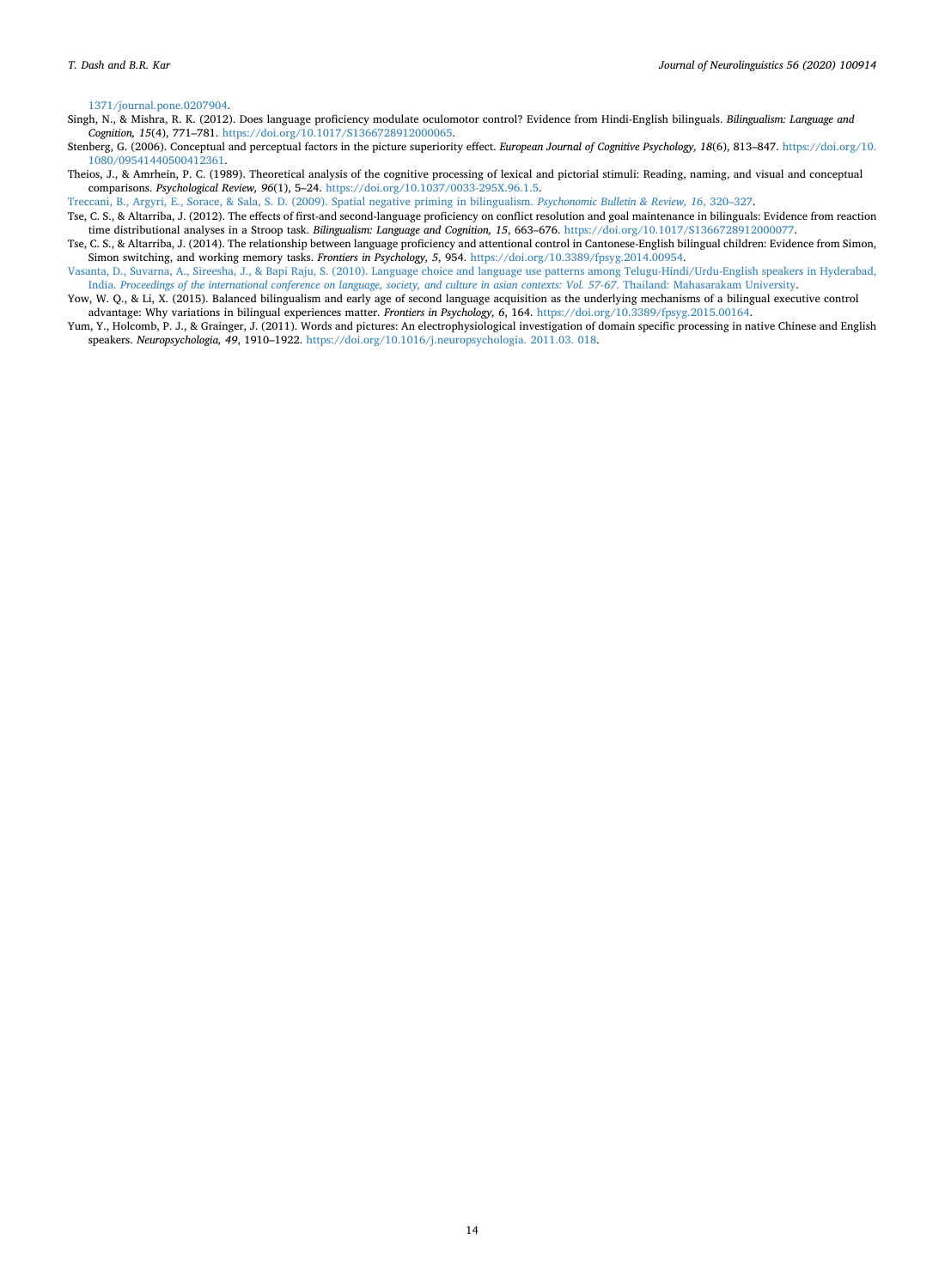1371/journal.pone.0207904.

Singh, N., & Mishra, R. K. (2012). Does language proficiency modulate oculomotor control? Evidence from Hindi-English bilinguals. *Bilingualism: Language and Cognition, 15*(4), 771–781. https://doi.org/10.1017/S1366728912000065.

Stenberg, G. (2006). Conceptual and perceptual factors in the picture superiority effect. *European Journal of Cognitive Psychology, 18*(6), 813–847. https://doi.org/10.1080/09541440500412361.

Theios, J., & Amrhein, P. C. (1989). Theoretical analysis of the cognitive processing of lexical and pictorial stimuli: Reading, naming, and visual and conceptual comparisons. *Psychological Review, 96*(1), 5–24. https://doi.org/10.1037/0033-295X.96.1.5.

Treccani, B., Argyri, E., Sorace, & Sala, S. D. (2009). Spatial negative priming in bilingualism. *Psychonomic Bulletin & Review, 16*, 320–327.

Tse, C. S., & Altarriba, J. (2012). The effects of first-and second-language proficiency on conflict resolution and goal maintenance in bilinguals: Evidence from reaction time distributional analyses in a Stroop task. *Bilingualism: Language and Cognition, 15*, 663–676. https://doi.org/10.1017/S1366728912000077.

Tse, C. S., & Altarriba, J. (2014). The relationship between language proficiency and attentional control in Cantonese-English bilingual children: Evidence from Simon, Simon switching, and working memory tasks. *Frontiers in Psychology, 5*, 954. https://doi.org/10.3389/fpsyg.2014.00954.

Vasanta, D., Suvarna, A., Sireesha, J., & Bapi Raju, S. (2010). Language choice and language use patterns among Telugu-Hindi/Urdu-English speakers in Hyderabad, India. *Proceedings of the international conference on language, society, and culture in asian contexts: Vol. 57-67*. Thailand: Mahasarakam University.

Yow, W. Q., & Li, X. (2015). Balanced bilingualism and early age of second language acquisition as the underlying mechanisms of a bilingual executive control advantage: Why variations in bilingual experiences matter. *Frontiers in Psychology, 6*, 164. https://doi.org/10.3389/fpsyg.2015.00164.

Yum, Y., Holcomb, P. J., & Grainger, J. (2011). Words and pictures: An electrophysiological investigation of domain specific processing in native Chinese and English speakers. *Neuropsychologia, 49*, 1910–1922. https://doi.org/10.1016/j.neuropsychologia. 2011.03. 018.